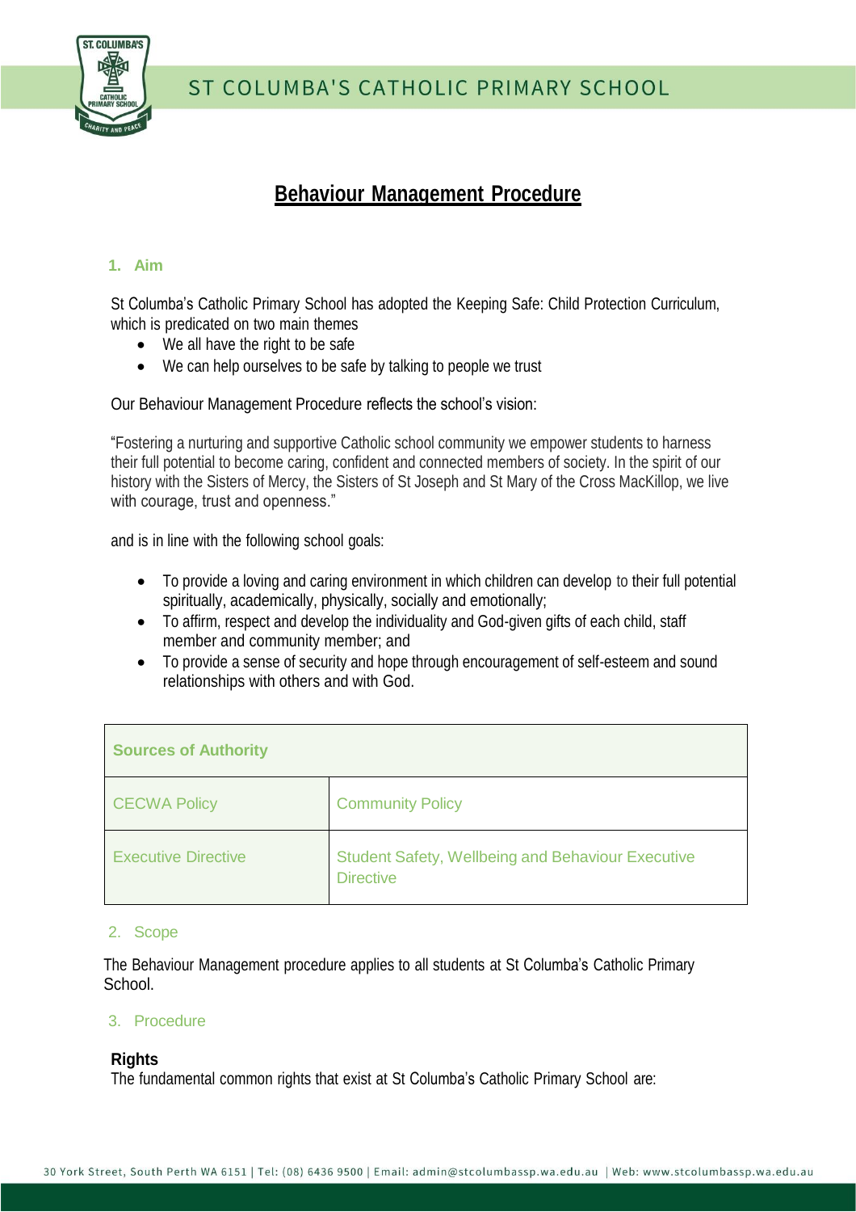# ST COLUMBA'S CATHOLIC PRIMARY SCHOOL

# Behaviour Management Procedure

## 1. Aim

St Columba's Catholic Primary School has adopted the Keeping Safe: Child Protection Curriculum, which is predicated on two main themes

- We all have the right to be safe
- We can help ourselves to be safe by talking to people we trust

Our Behaviour Management Procedure reflects the school's vision:

"Fostering a nurturing and supportive Catholic school community we empower students to harness their full potential to become caring, confident and connected members of society. In the spirit of our history with the Sisters of Mercy, the Sisters of St Joseph and St Mary of the Cross MacKillop, we live with courage, trust and openness."

and is in line with the following school goals:

- To provide a loving and caring environment in which children can develop to their full potential spiritually, academically, physically, socially and emotionally;
- To affirm, respect and develop the individuality and God-given gifts of each child, staff member and community member; and
- To provide a sense of security and hope through encouragement of self-esteem and sound relationships with others and with God.

| Sources of Authority | |
|---|---|
| CECWA Policy | Community Policy |
| Executive Directive | Student Safety, Wellbeing and Behaviour Executive Directive |

## 2. Scope

The Behaviour Management procedure applies to all students at St Columba's Catholic Primary School.

## 3. Procedure

**Rights**

The fundamental common rights that exist at St Columba's Catholic Primary School are: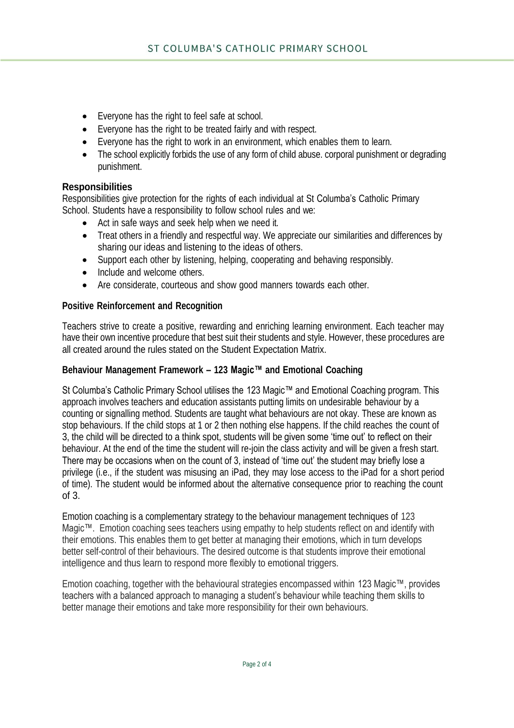- Everyone has the right to feel safe at school.
- Everyone has the right to be treated fairly and with respect.
- Everyone has the right to work in an environment, which enables them to learn.
- The school explicitly forbids the use of any form of child abuse. corporal punishment or degrading punishment.

## Responsibilities

Responsibilities give protection for the rights of each individual at St Columba's Catholic Primary School. Students have a responsibility to follow school rules and we:

- Act in safe ways and seek help when we need it.
- Treat others in a friendly and respectful way. We appreciate our similarities and differences by sharing our ideas and listening to the ideas of others.
- Support each other by listening, helping, cooperating and behaving responsibly.
- Include and welcome others.
- Are considerate, courteous and show good manners towards each other.

**Positive Reinforcement and Recognition**

Teachers strive to create a positive, rewarding and enriching learning environment. Each teacher may have their own incentive procedure that best suit their students and style. However, these procedures are all created around the rules stated on the Student Expectation Matrix.

**Behaviour Management Framework – 123 Magic™ and Emotional Coaching**

St Columba's Catholic Primary School utilises the 123 Magic™ and Emotional Coaching program. This approach involves teachers and education assistants putting limits on undesirable behaviour by a counting or signalling method. Students are taught what behaviours are not okay. These are known as stop behaviours. If the child stops at 1 or 2 then nothing else happens. If the child reaches the count of 3, the child will be directed to a think spot, students will be given some 'time out' to reflect on their behaviour. At the end of the time the student will re-join the class activity and will be given a fresh start. There may be occasions when on the count of 3, instead of 'time out' the student may briefly lose a privilege (i.e., if the student was misusing an iPad, they may lose access to the iPad for a short period of time). The student would be informed about the alternative consequence prior to reaching the count of 3.

Emotion coaching is a complementary strategy to the behaviour management techniques of 123 Magic™. Emotion coaching sees teachers using empathy to help students reflect on and identify with their emotions. This enables them to get better at managing their emotions, which in turn develops better self-control of their behaviours. The desired outcome is that students improve their emotional intelligence and thus learn to respond more flexibly to emotional triggers.

Emotion coaching, together with the behavioural strategies encompassed within 123 Magic™, provides teachers with a balanced approach to managing a student's behaviour while teaching them skills to better manage their emotions and take more responsibility for their own behaviours.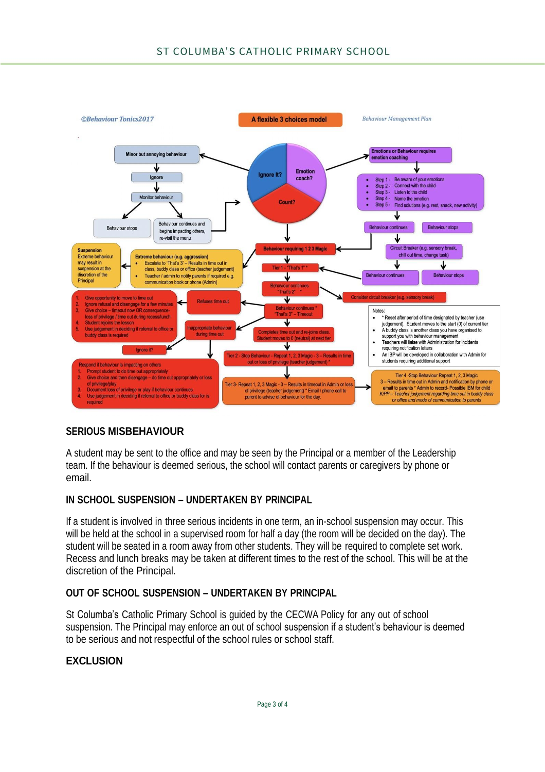©Behaviour Tonics2017

**A flexible 3 choices model**

*Behaviour Management Plan*

**Ignore It? | Emotion coach? | Count?**

**Minor but annoying behaviour**
- Ignore
- Monitor behaviour
  - Behaviour stops
  - Behaviour continues and begins impacting others, re-visit the menu

**Emotions or Behaviour requires emotion coaching**
- Step 1 - Be aware of your emotions
- Step 2 - Connect with the child
- Step 3 - Listen to the child
- Step 4 - Name the emotion
- Step 5 - Find solutions (e.g. rest, snack, new activity)

Behaviour continues / Behaviour stops

Circuit Breaker (e.g. sensory break, chill out time, change task)

Behaviour continues / Behaviour stops

**Behaviour requiring 1 2 3 Magic**

Tier 1 - 'That's 1' *

Behaviour continues 'That's 2' *

Consider circuit breaker (e.g. sensory break)

Behaviour continues * 'That's 3' – Timeout

Completes time out and re-joins class. Student moves to 0 (neutral) at next tier

Tier 2 - Stop Behaviour - Repeat 1, 2, 3 Magic - 3 – Results in time out or loss of privilege (teacher judgement) *

Tier 3- Repeat 1, 2, 3 Magic - 3 – Results in timeout in Admin or loss of privilege (teacher judgement) * Email / phone call to parent to advise of behaviour for the day.

Tier 4 -Stop Behaviour Repeat 1, 2, 3 Magic 3 – Results in time out in Admin and notification by phone or email to parents * Admin to record- Possible IBM for child *KPP – Teacher judgement regarding time out in buddy class or office and mode of communication to parents*

**Suspension**
Extreme behaviour may result in suspension at the discretion of the Principal

**Extreme behaviour (e.g. aggression)**
- Escalate to 'That's 3' – Results in time out in class, buddy class or office (teacher judgement)
- Teacher / admin to notify parents if required e.g. communication book or phone (Admin)

Refuses time out

1. Give opportunity to move to time out
2. Ignore refusal and disengage for a few minutes
3. Give choice – timeout now OR consequence- loss of privilege / time out during recess/lunch
4. Student rejoins the lesson
5. Use judgement in deciding if referral to office or buddy class is required

Inappropriate behaviour during time out

Ignore it?

Respond if behaviour is impacting on others
1. Prompt student to do time out appropriately
2. Give choice and then disengage – do time out appropriately or loss of privilege/play
3. Document loss of privilege or play if behaviour continues
4. Use judgement in deciding if referral to office or buddy class is required

Notes:
- * Reset after period of time designated by teacher (use judgement). Student moves to the start (0) of current tier
- A buddy class is another class you have organised to support you with behaviour management
- Teachers will liaise with Administration for incidents requiring notification letters
- An IBP will be developed in collaboration with Admin for students requiring additional support

## SERIOUS MISBEHAVIOUR

A student may be sent to the office and may be seen by the Principal or a member of the Leadership team. If the behaviour is deemed serious, the school will contact parents or caregivers by phone or email.

## IN SCHOOL SUSPENSION – UNDERTAKEN BY PRINCIPAL

If a student is involved in three serious incidents in one term, an in-school suspension may occur. This will be held at the school in a supervised room for half a day (the room will be decided on the day). The student will be seated in a room away from other students. They will be required to complete set work. Recess and lunch breaks may be taken at different times to the rest of the school. This will be at the discretion of the Principal.

## OUT OF SCHOOL SUSPENSION – UNDERTAKEN BY PRINCIPAL

St Columba's Catholic Primary School is guided by the CECWA Policy for any out of school suspension. The Principal may enforce an out of school suspension if a student's behaviour is deemed to be serious and not respectful of the school rules or school staff.

## EXCLUSION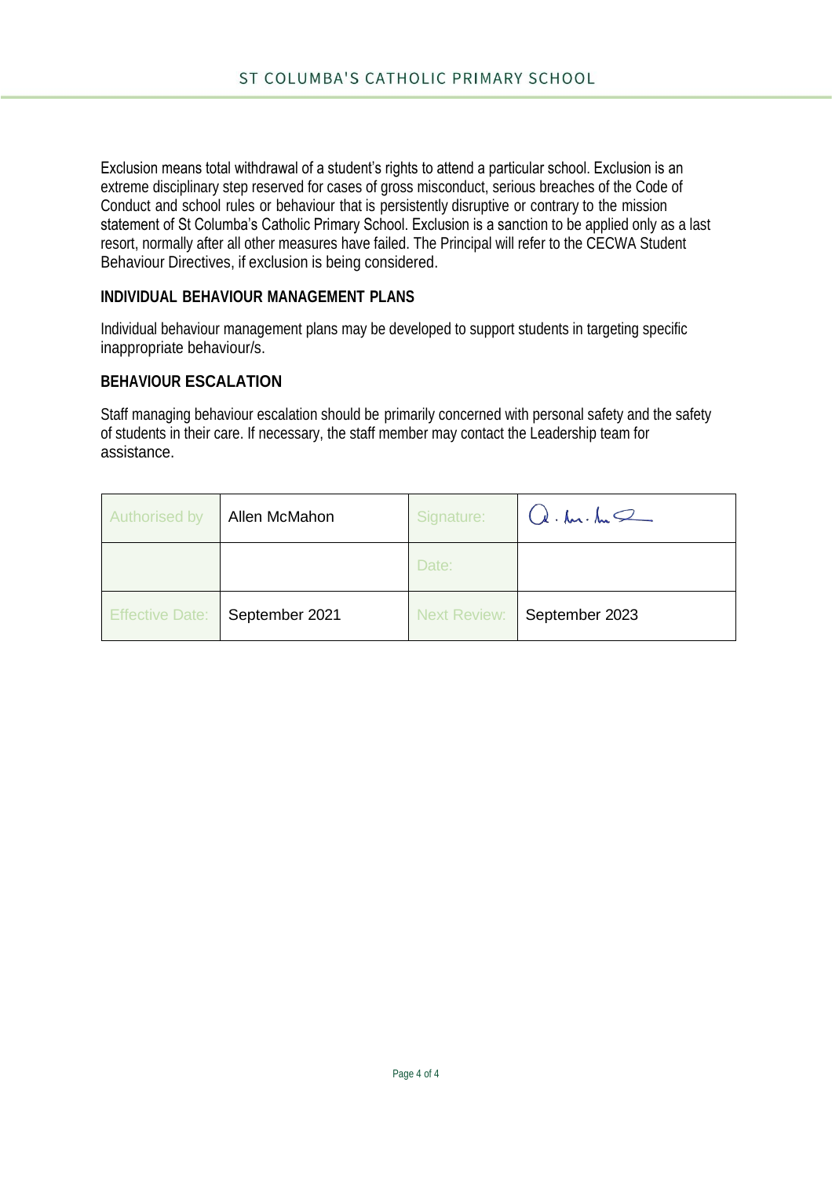Exclusion means total withdrawal of a student's rights to attend a particular school. Exclusion is an extreme disciplinary step reserved for cases of gross misconduct, serious breaches of the Code of Conduct and school rules or behaviour that is persistently disruptive or contrary to the mission statement of St Columba's Catholic Primary School. Exclusion is a sanction to be applied only as a last resort, normally after all other measures have failed. The Principal will refer to the CECWA Student Behaviour Directives, if exclusion is being considered.

### INDIVIDUAL BEHAVIOUR MANAGEMENT PLANS

Individual behaviour management plans may be developed to support students in targeting specific inappropriate behaviour/s.

### BEHAVIOUR ESCALATION

Staff managing behaviour escalation should be primarily concerned with personal safety and the safety of students in their care. If necessary, the staff member may contact the Leadership team for assistance.

| | | | |
|---|---|---|---|
| Authorised by | Allen McMahon | Signature: | A. McMahon |
| | | Date: | |
| Effective Date: | September 2021 | Next Review: | September 2023 |